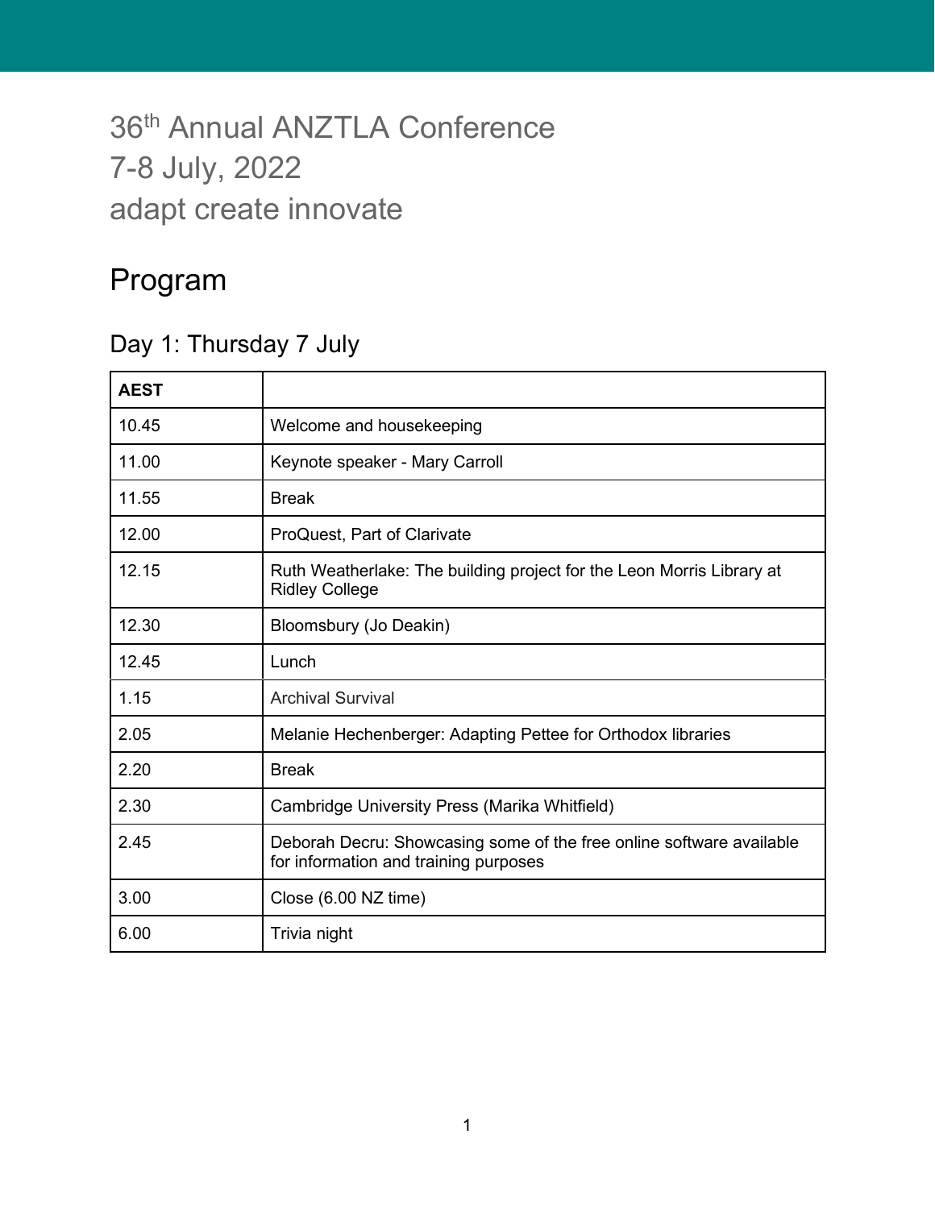# 36th Annual ANZTLA Conference
# 7-8 July, 2022
# adapt create innovate

## Program

### Day 1: Thursday 7 July

| AEST | |
|---|---|
| 10.45 | Welcome and housekeeping |
| 11.00 | Keynote speaker - Mary Carroll |
| 11.55 | Break |
| 12.00 | ProQuest, Part of Clarivate |
| 12.15 | Ruth Weatherlake: The building project for the Leon Morris Library at Ridley College |
| 12.30 | Bloomsbury (Jo Deakin) |
| 12.45 | Lunch |
| 1.15 | Archival Survival |
| 2.05 | Melanie Hechenberger: Adapting Pettee for Orthodox libraries |
| 2.20 | Break |
| 2.30 | Cambridge University Press (Marika Whitfield) |
| 2.45 | Deborah Decru: Showcasing some of the free online software available for information and training purposes |
| 3.00 | Close (6.00 NZ time) |
| 6.00 | Trivia night |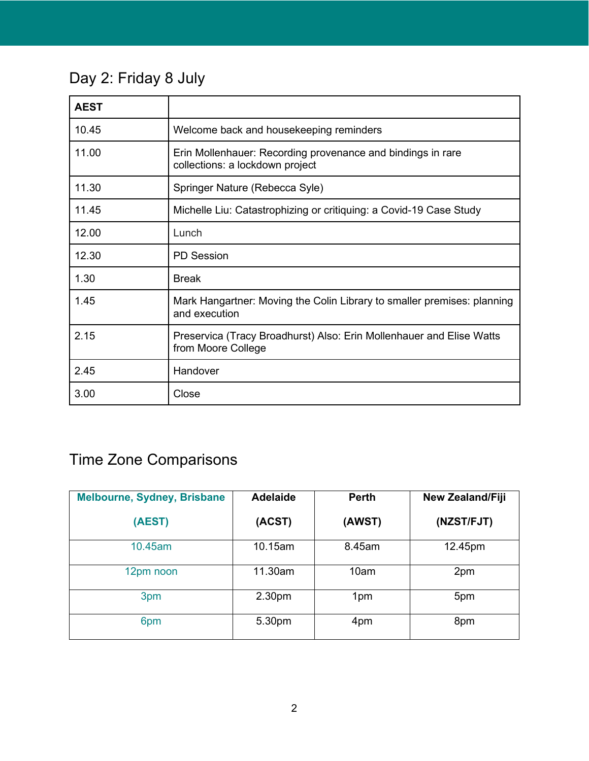## Day 2: Friday 8 July

| AEST | |
|---|---|
| 10.45 | Welcome back and housekeeping reminders |
| 11.00 | Erin Mollenhauer: Recording provenance and bindings in rare collections: a lockdown project |
| 11.30 | Springer Nature (Rebecca Syle) |
| 11.45 | Michelle Liu: Catastrophizing or critiquing: a Covid-19 Case Study |
| 12.00 | Lunch |
| 12.30 | PD Session |
| 1.30 | Break |
| 1.45 | Mark Hangartner: Moving the Colin Library to smaller premises: planning and execution |
| 2.15 | Preservica (Tracy Broadhurst) Also: Erin Mollenhauer and Elise Watts from Moore College |
| 2.45 | Handover |
| 3.00 | Close |

## Time Zone Comparisons

| Melbourne, Sydney, Brisbane (AEST) | Adelaide (ACST) | Perth (AWST) | New Zealand/Fiji (NZST/FJT) |
|---|---|---|---|
| 10.45am | 10.15am | 8.45am | 12.45pm |
| 12pm noon | 11.30am | 10am | 2pm |
| 3pm | 2.30pm | 1pm | 5pm |
| 6pm | 5.30pm | 4pm | 8pm |